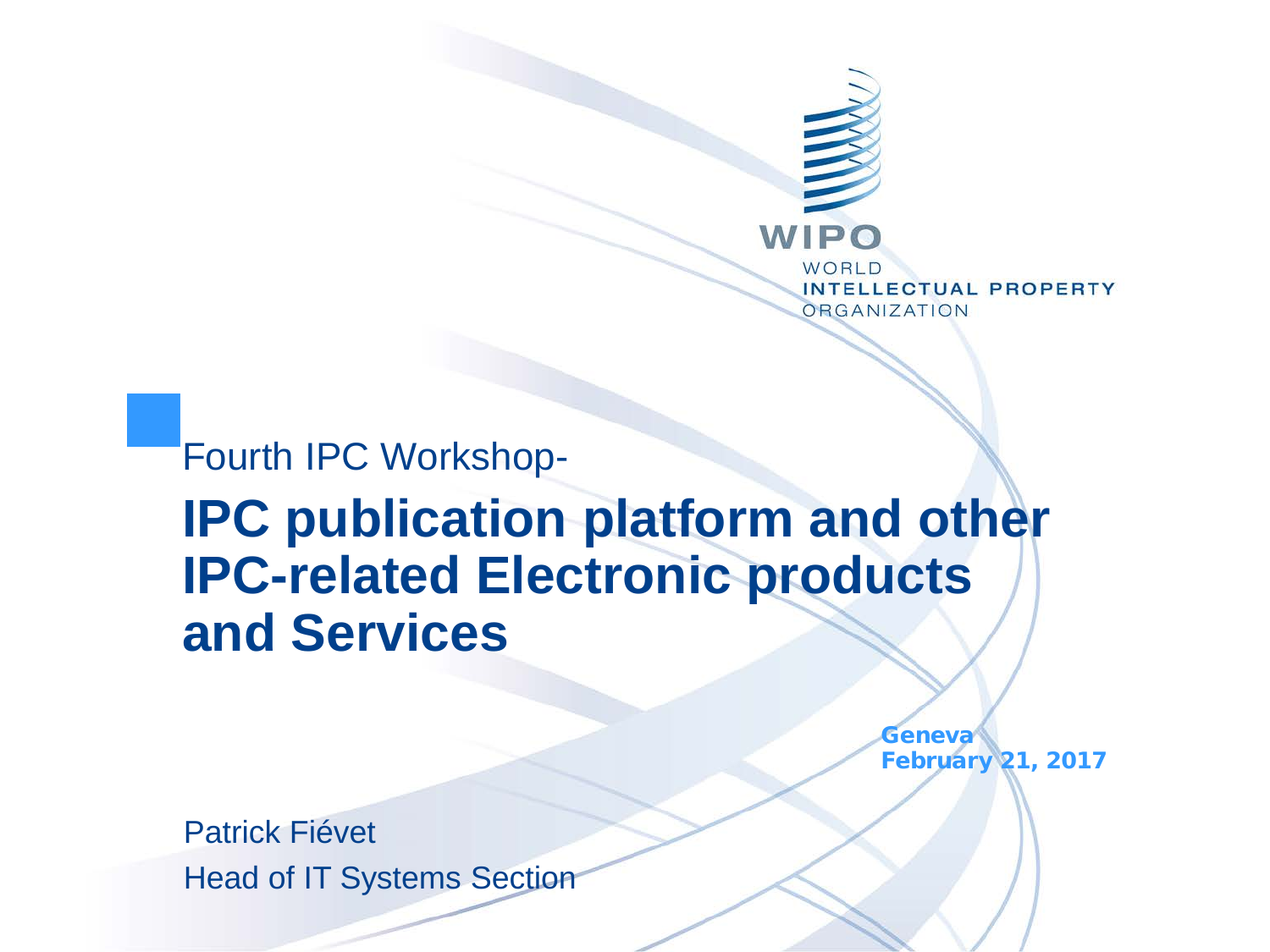WIPO

WORLD
INTELLECTUAL PROPERTY
ORGANIZATION

Fourth IPC Workshop-

# IPC publication platform and other IPC-related Electronic products and Services

**Geneva**
**February 21, 2017**

Patrick Fiévet
Head of IT Systems Section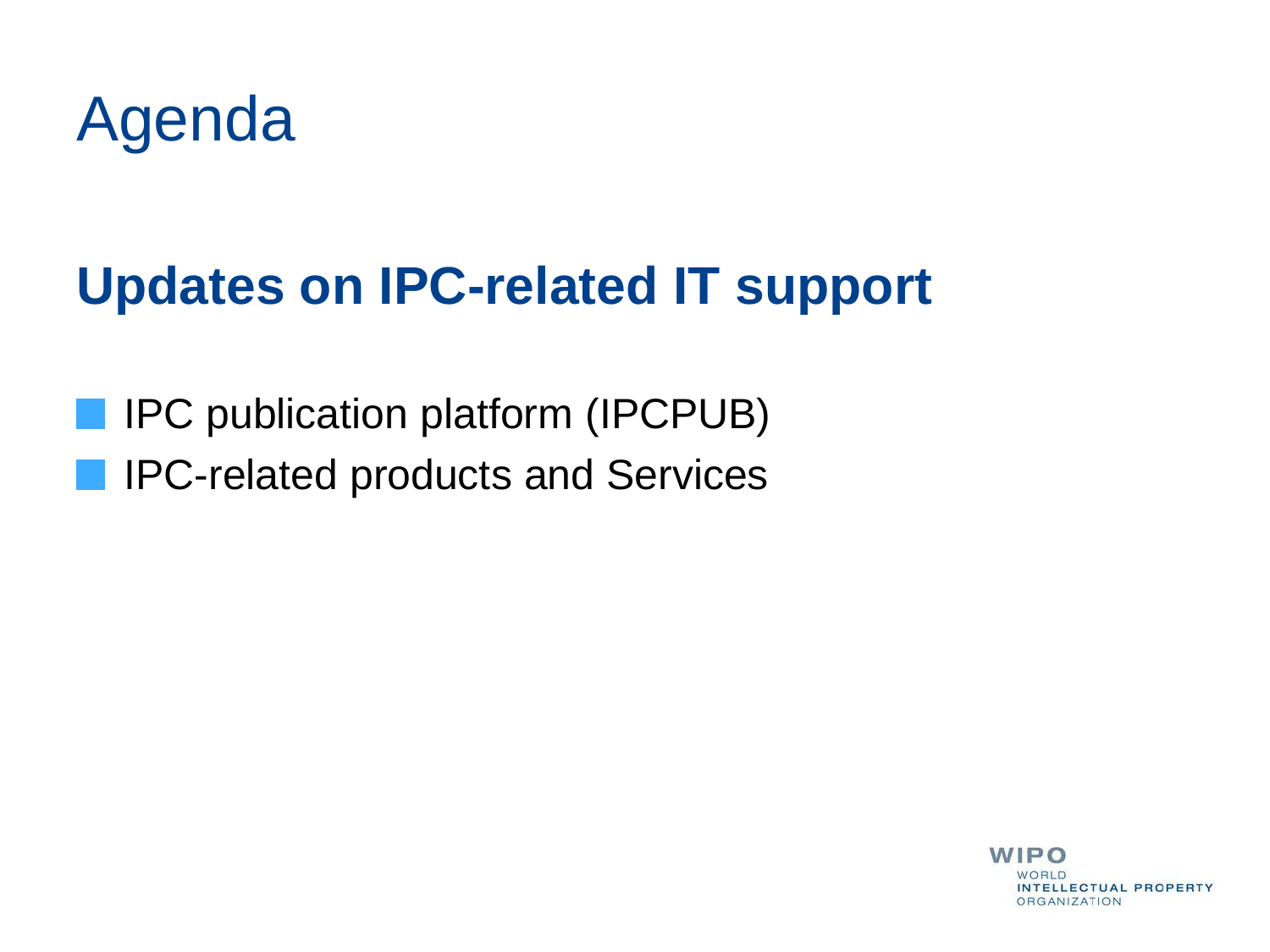# Agenda

## Updates on IPC-related IT support

- IPC publication platform (IPCPUB)
- IPC-related products and Services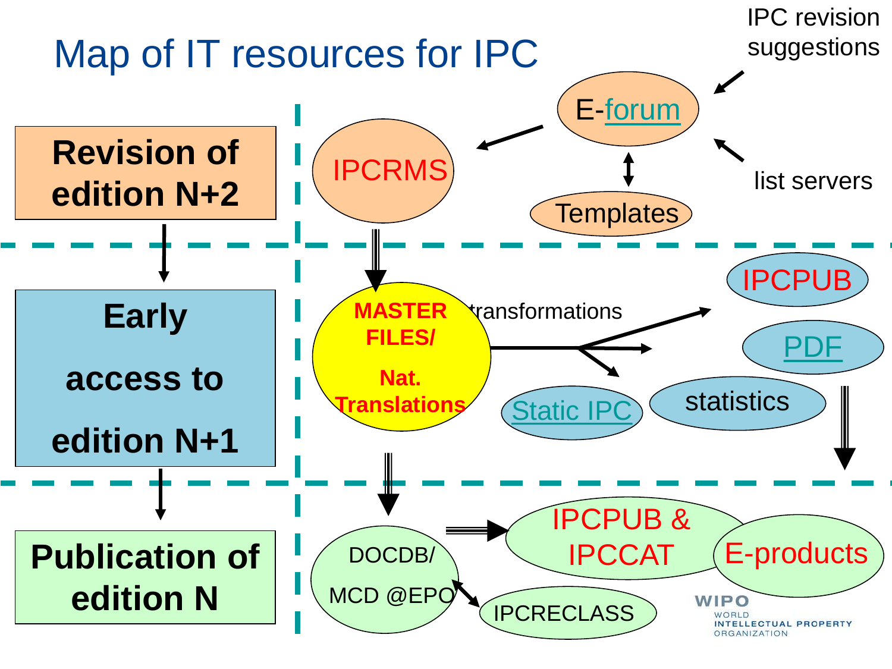# Map of IT resources for IPC

**Revision of edition N+2**

- IPC revision suggestions
- list servers
- E-forum
- Templates
- IPCRMS

**Early access to edition N+1**

- MASTER FILES/ Nat. Translations
- transformations
- IPCPUB
- PDF
- Static IPC
- statistics

**Publication of edition N**

- DOCDB/ MCD @EPO
- IPCPUB & IPCCAT
- E-products
- IPCRECLASS

WIPO
WORLD INTELLECTUAL PROPERTY ORGANIZATION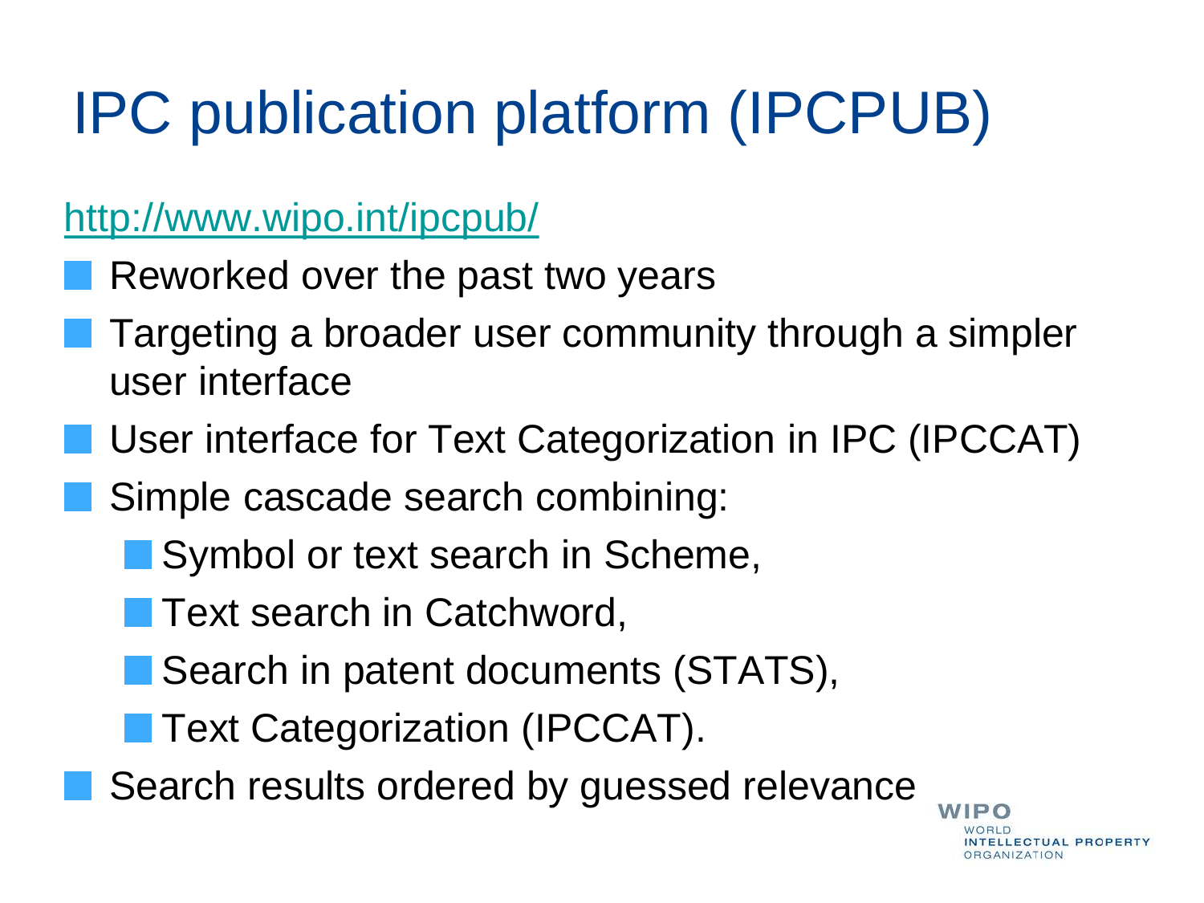# IPC publication platform (IPCPUB)

http://www.wipo.int/ipcpub/

- Reworked over the past two years
- Targeting a broader user community through a simpler user interface
- User interface for Text Categorization in IPC (IPCCAT)
- Simple cascade search combining:
  - Symbol or text search in Scheme,
  - Text search in Catchword,
  - Search in patent documents (STATS),
  - Text Categorization (IPCCAT).
- Search results ordered by guessed relevance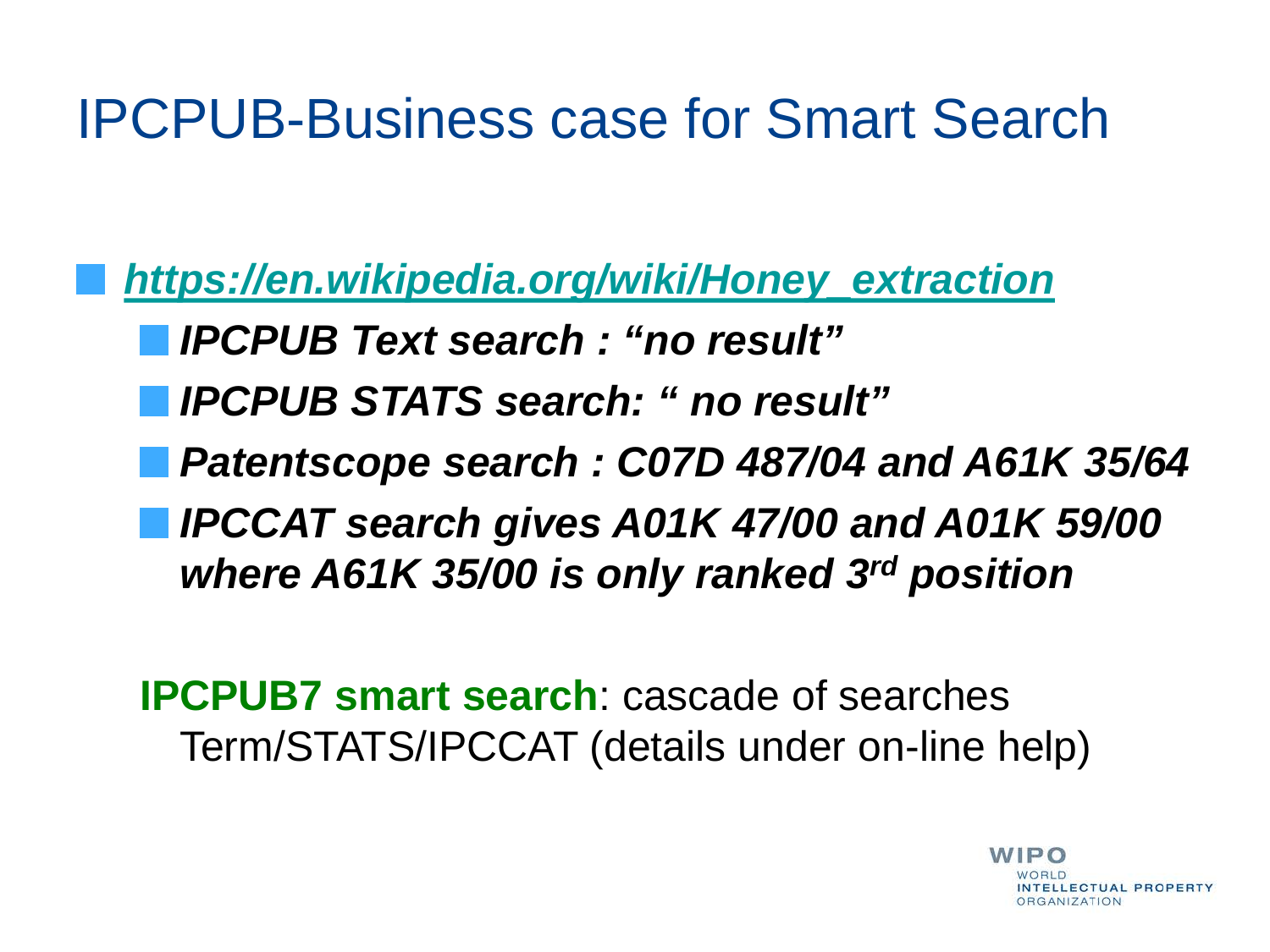# IPCPUB-Business case for Smart Search

- ***https://en.wikipedia.org/wiki/Honey_extraction***
  - ***IPCPUB Text search : "no result"***
  - ***IPCPUB STATS search: " no result"***
  - ***Patentscope search : C07D 487/04 and A61K 35/64***
  - ***IPCCAT search gives A01K 47/00 and A01K 59/00 where A61K 35/00 is only ranked 3rd position***

**IPCPUB7 smart search**: cascade of searches Term/STATS/IPCCAT (details under on-line help)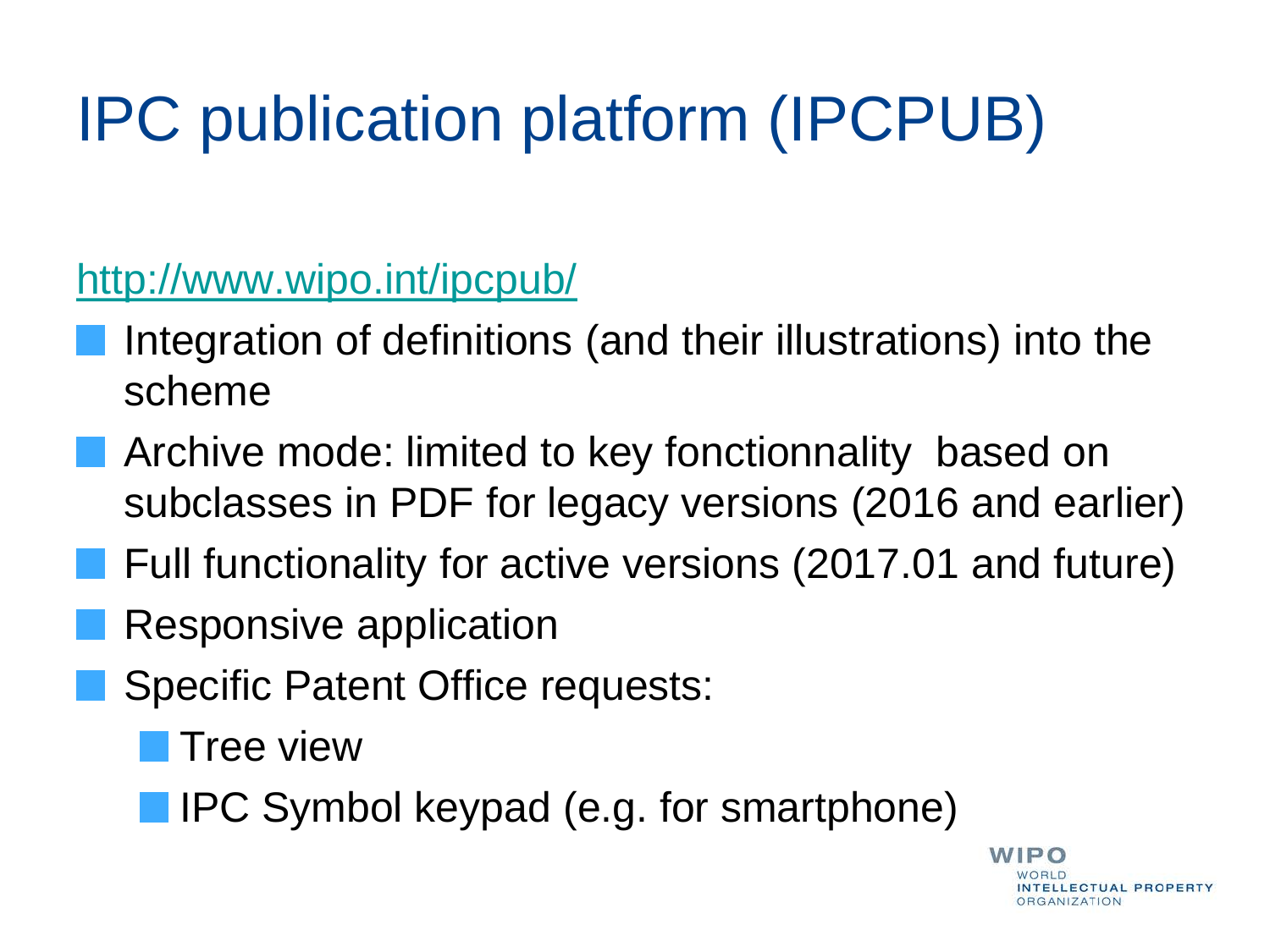# IPC publication platform (IPCPUB)

http://www.wipo.int/ipcpub/

- Integration of definitions (and their illustrations) into the scheme
- Archive mode: limited to key fonctionnality  based on subclasses in PDF for legacy versions (2016 and earlier)
- Full functionality for active versions (2017.01 and future)
- Responsive application
- Specific Patent Office requests:
  - Tree view
  - IPC Symbol keypad (e.g. for smartphone)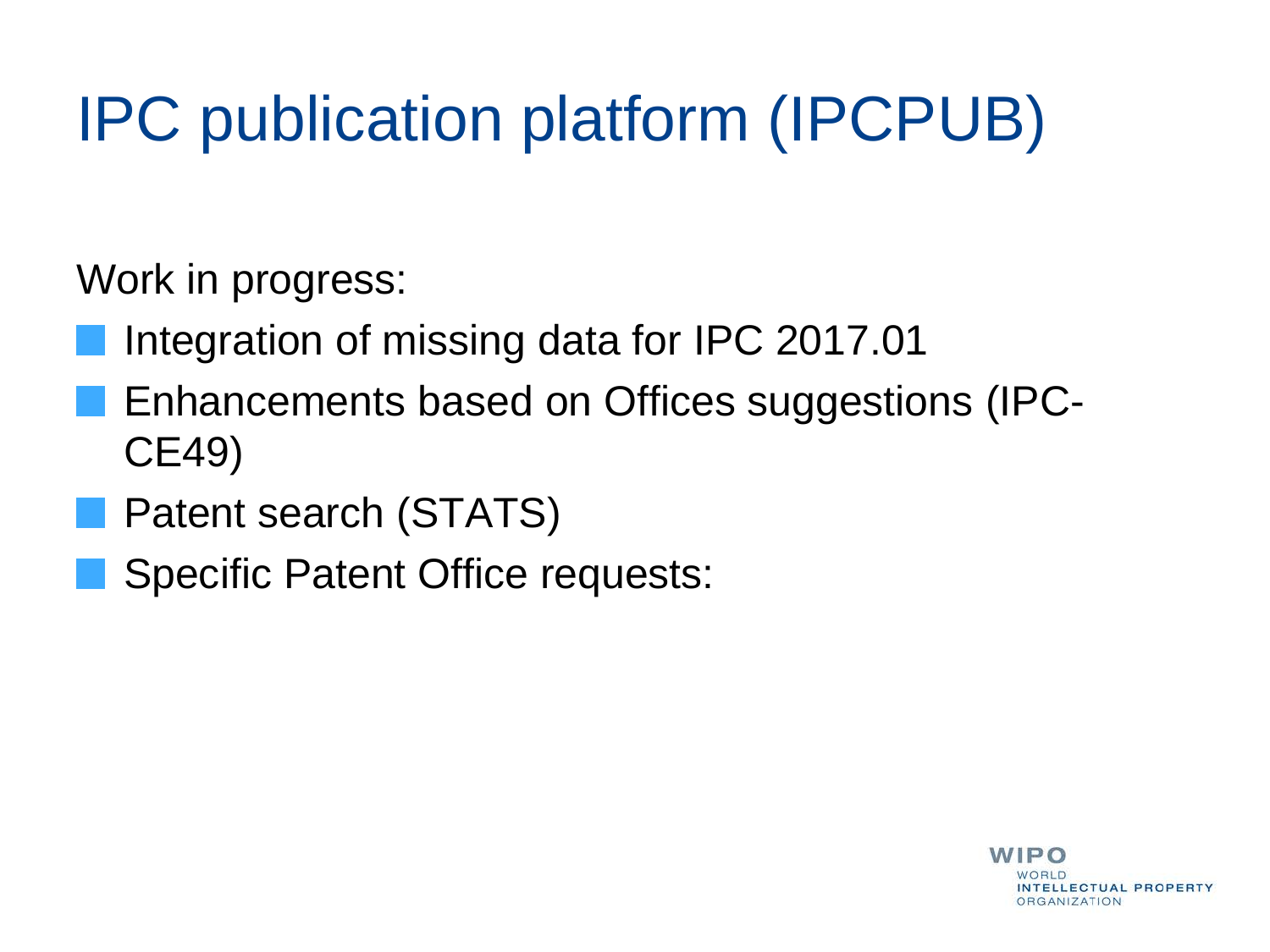# IPC publication platform (IPCPUB)

Work in progress:

- Integration of missing data for IPC 2017.01
- Enhancements based on Offices suggestions (IPC-CE49)
- Patent search (STATS)
- Specific Patent Office requests: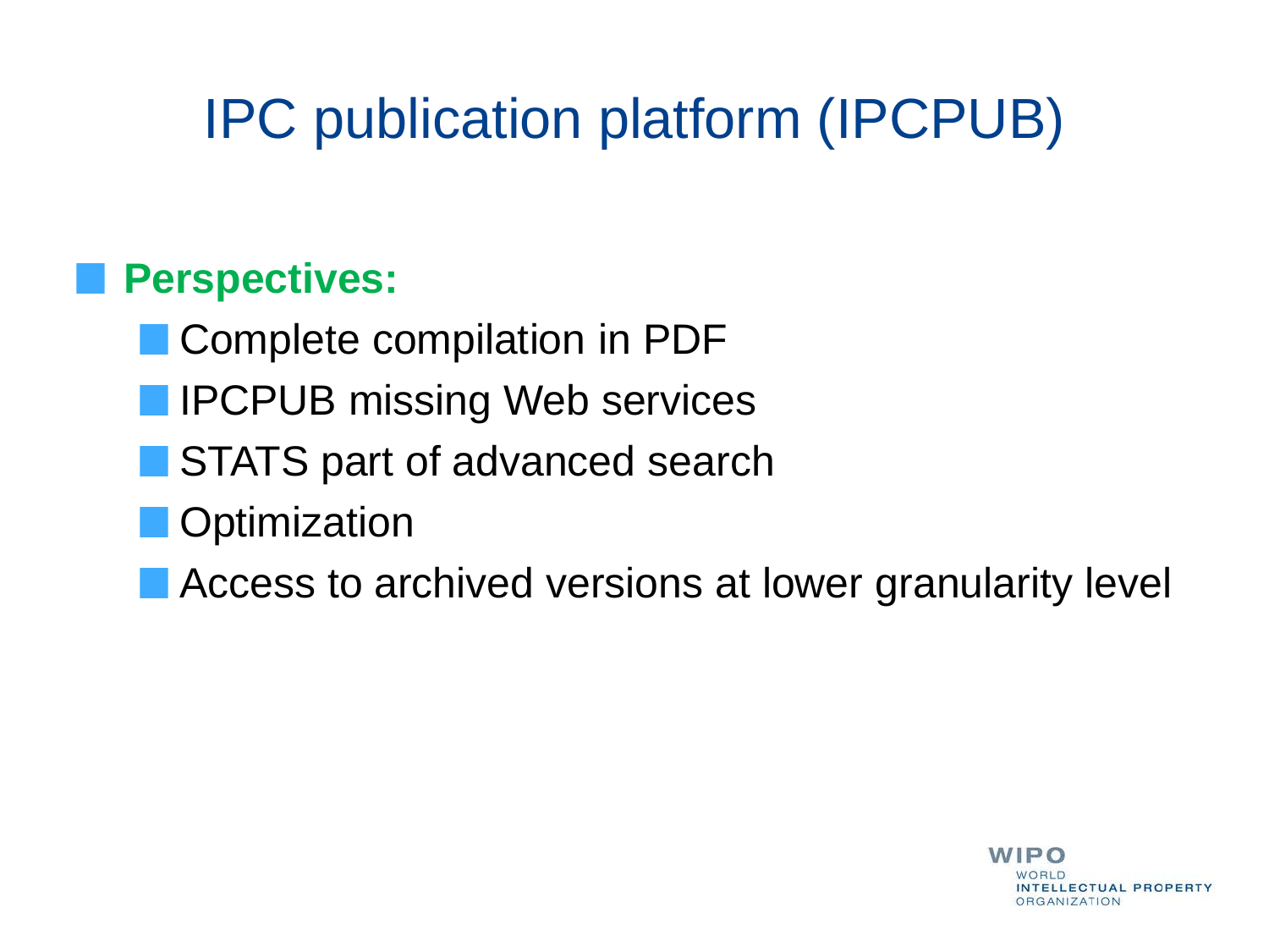# IPC publication platform (IPCPUB)

- **Perspectives:**
  - Complete compilation in PDF
  - IPCPUB missing Web services
  - STATS part of advanced search
  - Optimization
  - Access to archived versions at lower granularity level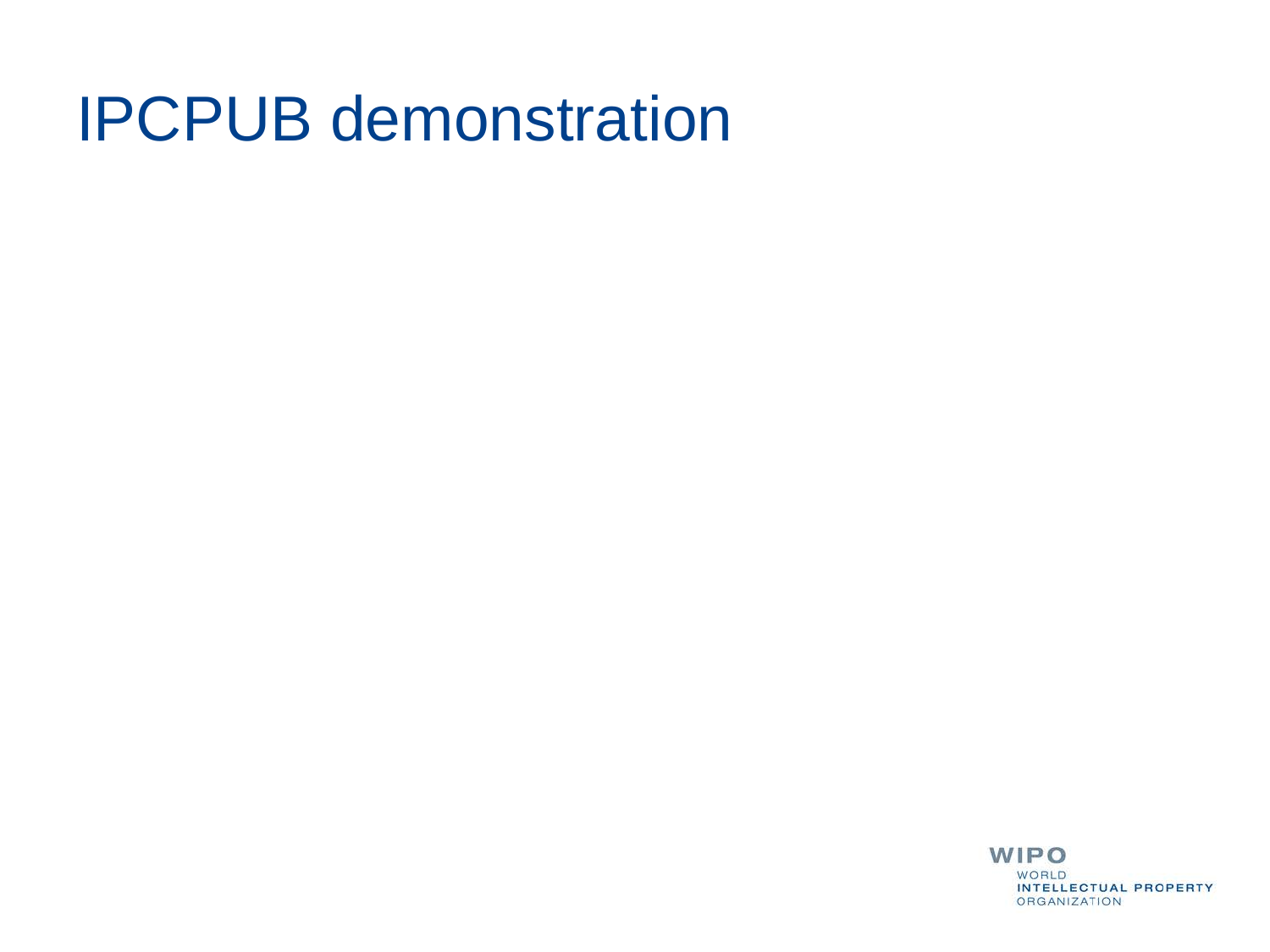# IPCPUB demonstration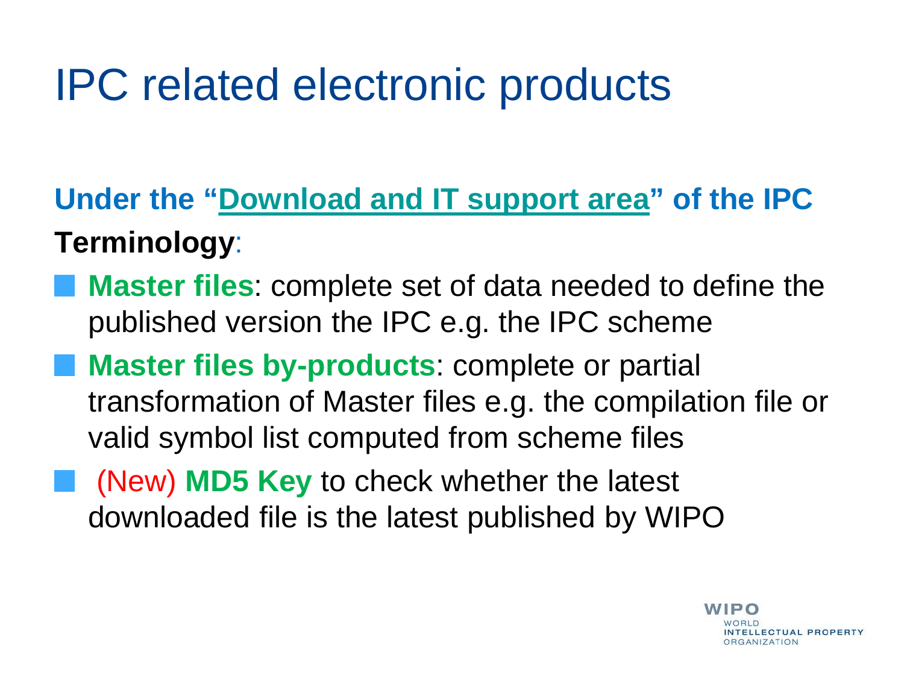# IPC related electronic products

**Under the "Download and IT support area" of the IPC Terminology**:

- **Master files**: complete set of data needed to define the published version the IPC e.g. the IPC scheme
- **Master files by-products**: complete or partial transformation of Master files e.g. the compilation file or valid symbol list computed from scheme files
- (New) **MD5 Key** to check whether the latest downloaded file is the latest published by WIPO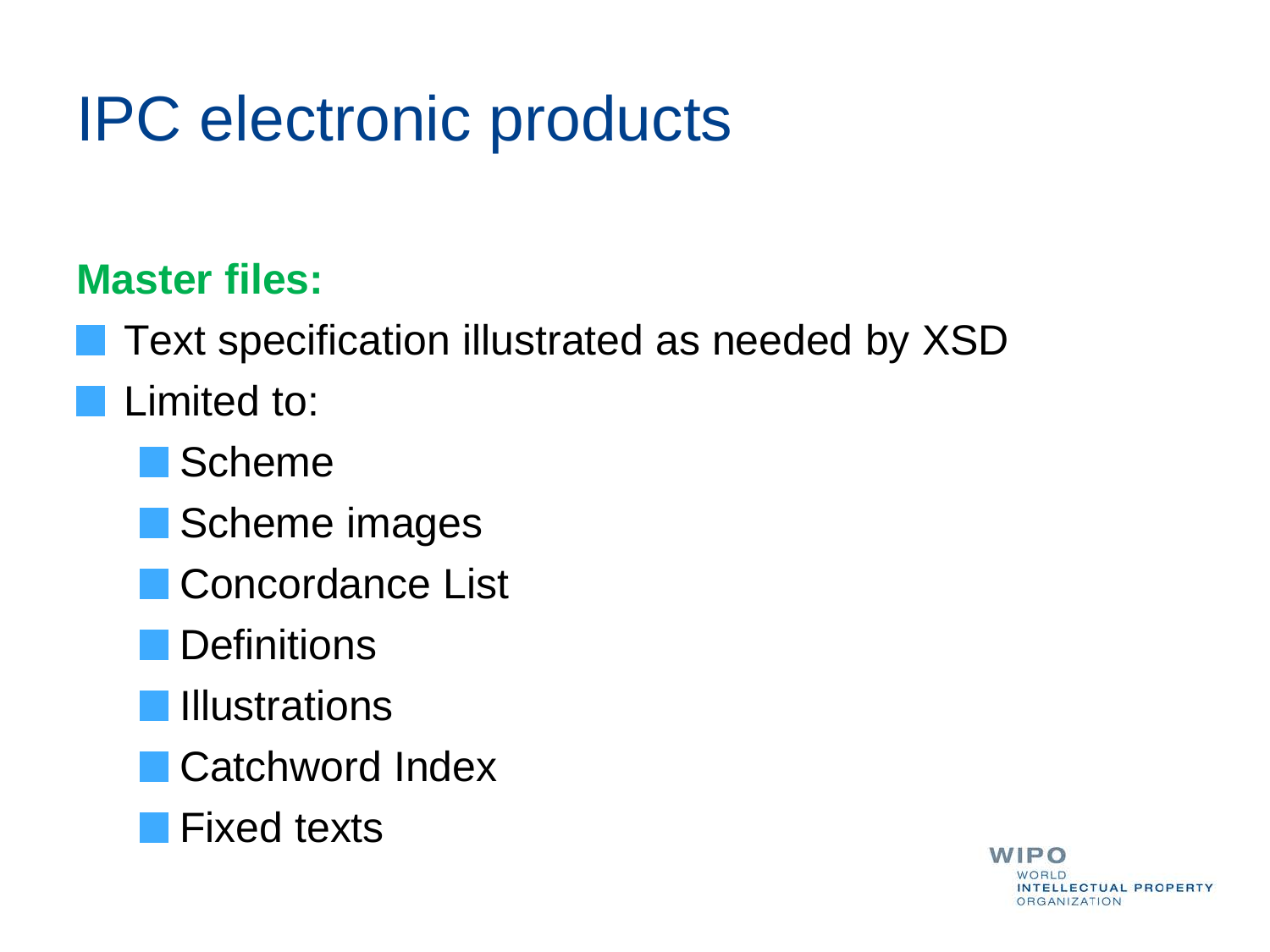# IPC electronic products

**Master files:**

- Text specification illustrated as needed by XSD
- Limited to:
  - Scheme
  - Scheme images
  - Concordance List
  - Definitions
  - Illustrations
  - Catchword Index
  - Fixed texts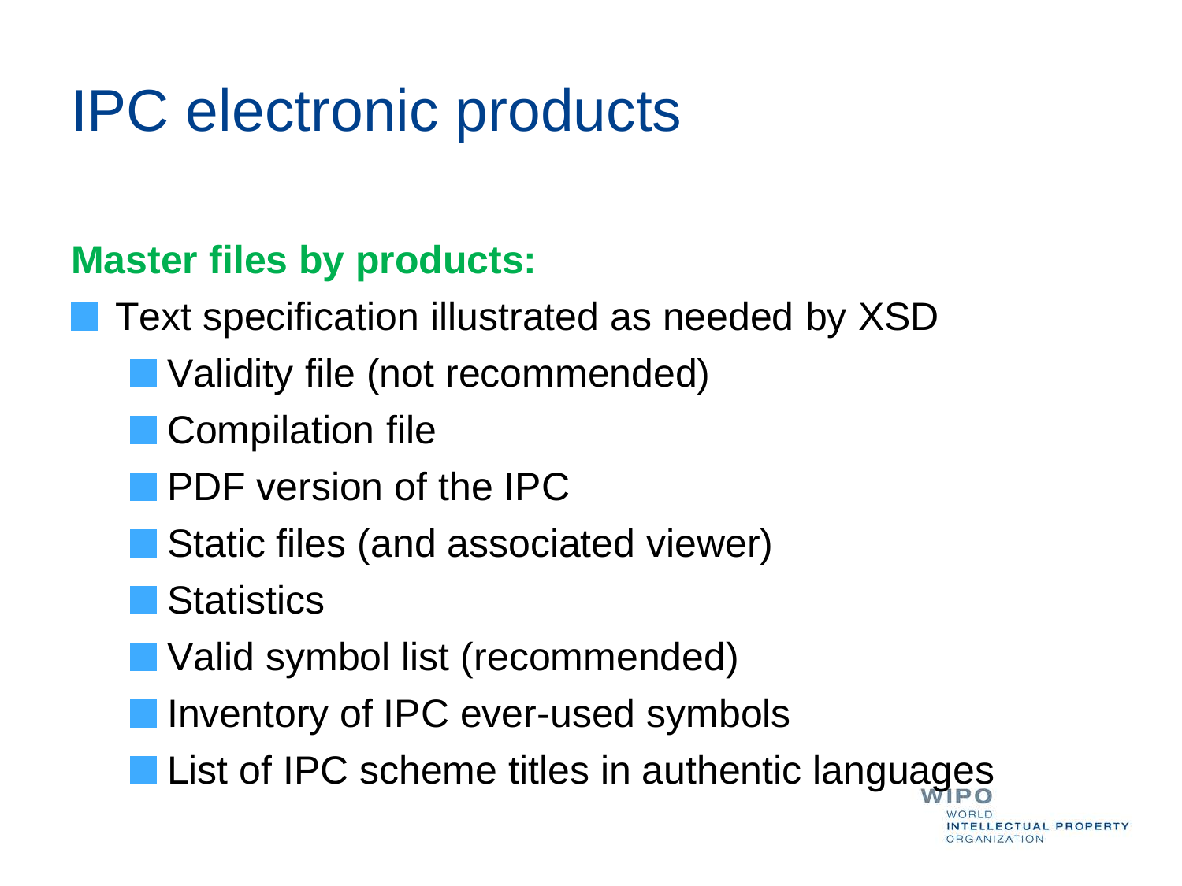# IPC electronic products

**Master files by products:**

- Text specification illustrated as needed by XSD
  - Validity file (not recommended)
  - Compilation file
  - PDF version of the IPC
  - Static files (and associated viewer)
  - Statistics
  - Valid symbol list (recommended)
  - Inventory of IPC ever-used symbols
  - List of IPC scheme titles in authentic languages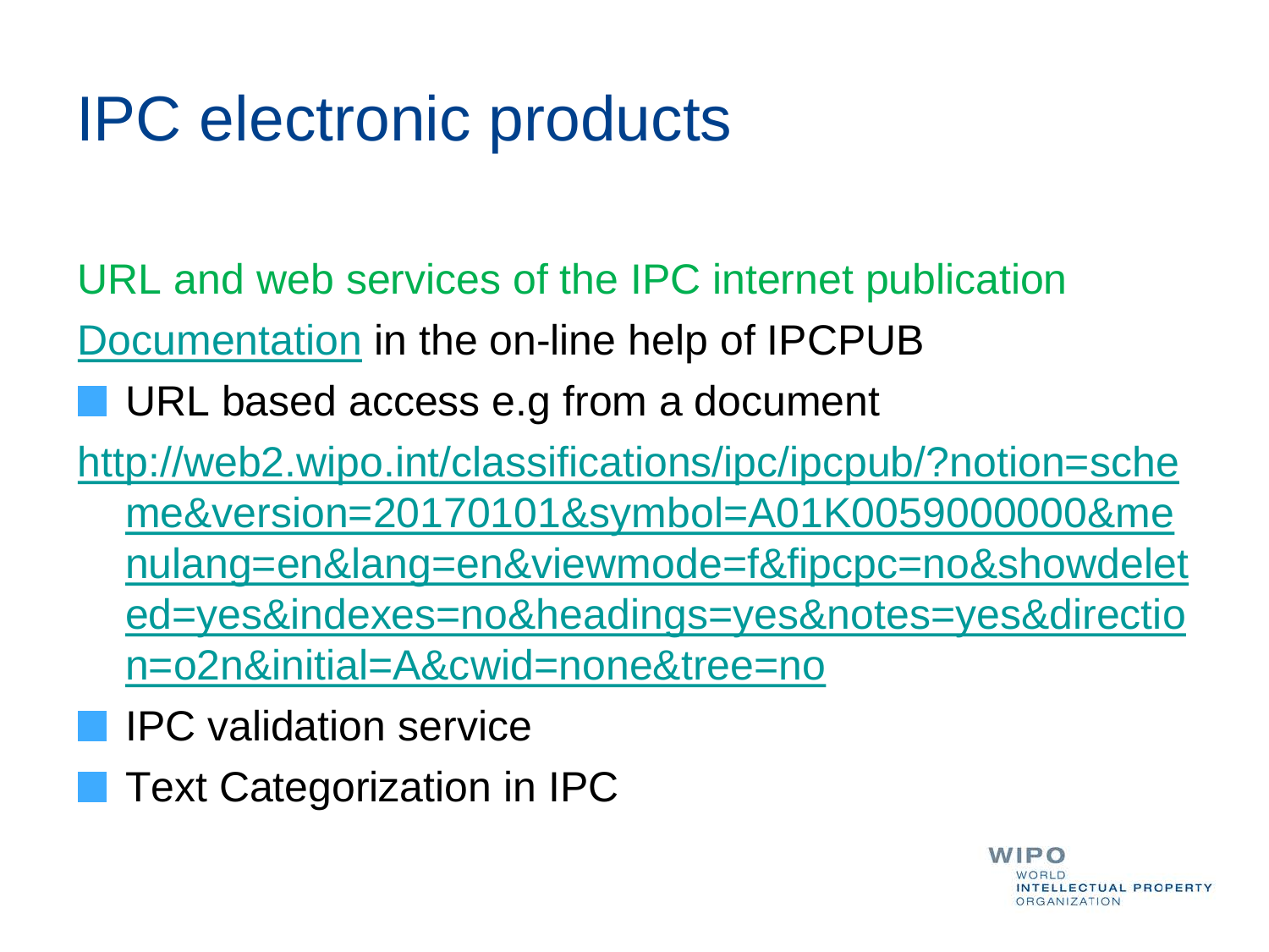# IPC electronic products

URL and web services of the IPC internet publication

Documentation in the on-line help of IPCPUB

- URL based access e.g from a document

http://web2.wipo.int/classifications/ipc/ipcpub/?notion=scheme&version=20170101&symbol=A01K0059000000&menulang=en&lang=en&viewmode=f&fipcpc=no&showdeleted=yes&indexes=no&headings=yes&notes=yes&direction=o2n&initial=A&cwid=none&tree=no

- IPC validation service
- Text Categorization in IPC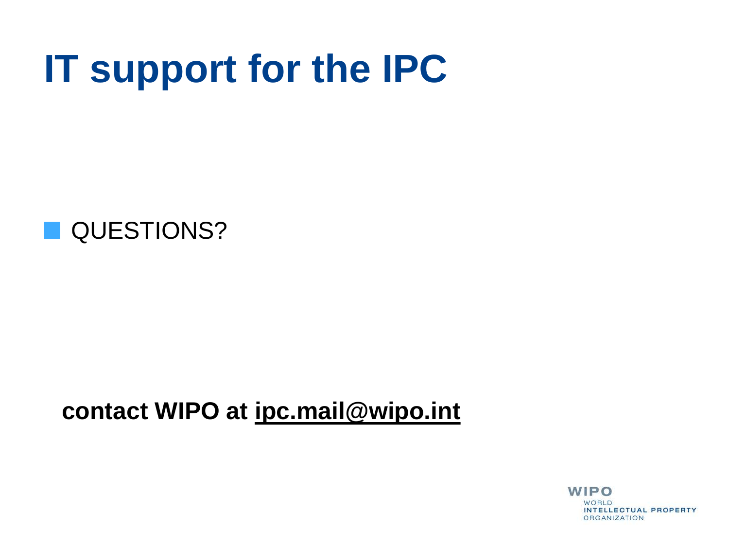# IT support for the IPC

- QUESTIONS?

**contact WIPO at ipc.mail@wipo.int**

WIPO
WORLD
INTELLECTUAL PROPERTY
ORGANIZATION